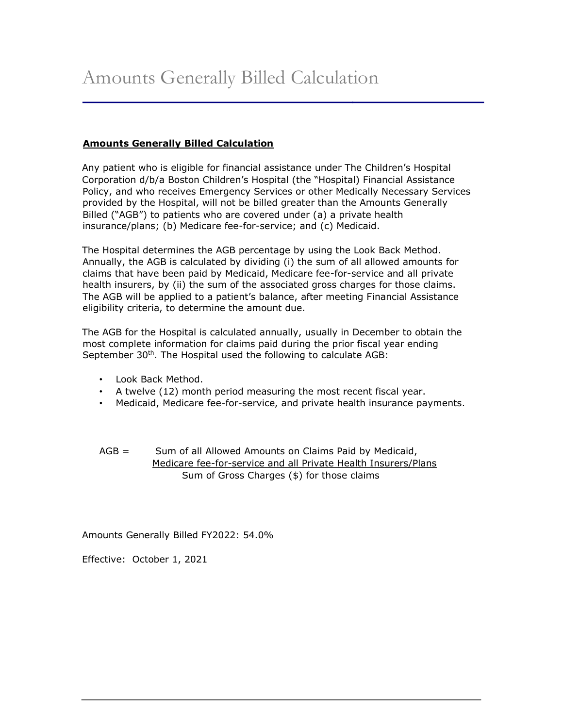# Amounts Generally Billed Calculation

**Amounts Generally Billed Calculation**

Any patient who is eligible for financial assistance under The Children's Hospital Corporation d/b/a Boston Children's Hospital (the "Hospital) Financial Assistance Policy, and who receives Emergency Services or other Medically Necessary Services provided by the Hospital, will not be billed greater than the Amounts Generally Billed ("AGB") to patients who are covered under (a) a private health insurance/plans; (b) Medicare fee-for-service; and (c) Medicaid.

The Hospital determines the AGB percentage by using the Look Back Method. Annually, the AGB is calculated by dividing (i) the sum of all allowed amounts for claims that have been paid by Medicaid, Medicare fee-for-service and all private health insurers, by (ii) the sum of the associated gross charges for those claims. The AGB will be applied to a patient's balance, after meeting Financial Assistance eligibility criteria, to determine the amount due.

The AGB for the Hospital is calculated annually, usually in December to obtain the most complete information for claims paid during the prior fiscal year ending September 30th. The Hospital used the following to calculate AGB:

- Look Back Method.
- A twelve (12) month period measuring the most recent fiscal year.
- Medicaid, Medicare fee-for-service, and private health insurance payments.

$$\text{AGB} = \frac{\text{Sum of all Allowed Amounts on Claims Paid by Medicaid, Medicare fee-for-service and all Private Health Insurers/Plans}}{\text{Sum of Gross Charges (\$) for those claims}}$$

Amounts Generally Billed FY2022: 54.0%

Effective: October 1, 2021